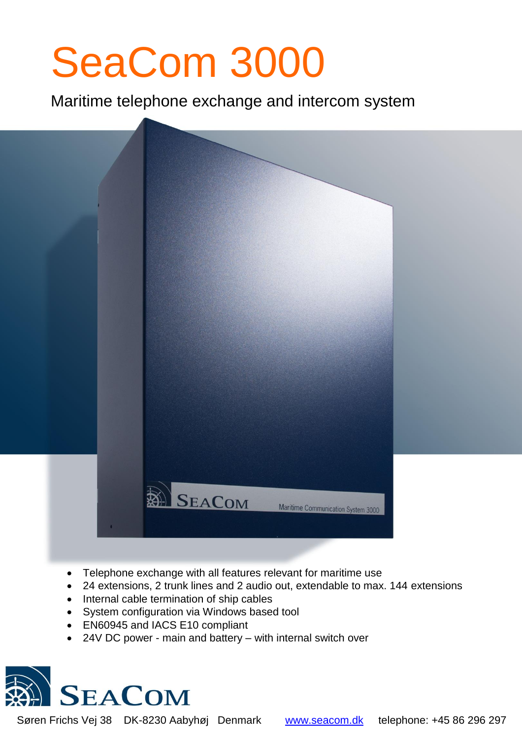# SeaCom 3000

Maritime telephone exchange and intercom system

- Telephone exchange with all features relevant for maritime use
- 24 extensions, 2 trunk lines and 2 audio out, extendable to max. 144 extensions
- Internal cable termination of ship cables
- System configuration via Windows based tool
- EN60945 and IACS E10 compliant
- 24V DC power - main and battery – with internal switch over

SEACOM

Søren Frichs Vej 38 DK-8230 Aabyhøj Denmark www.seacom.dk telephone: +45 86 296 297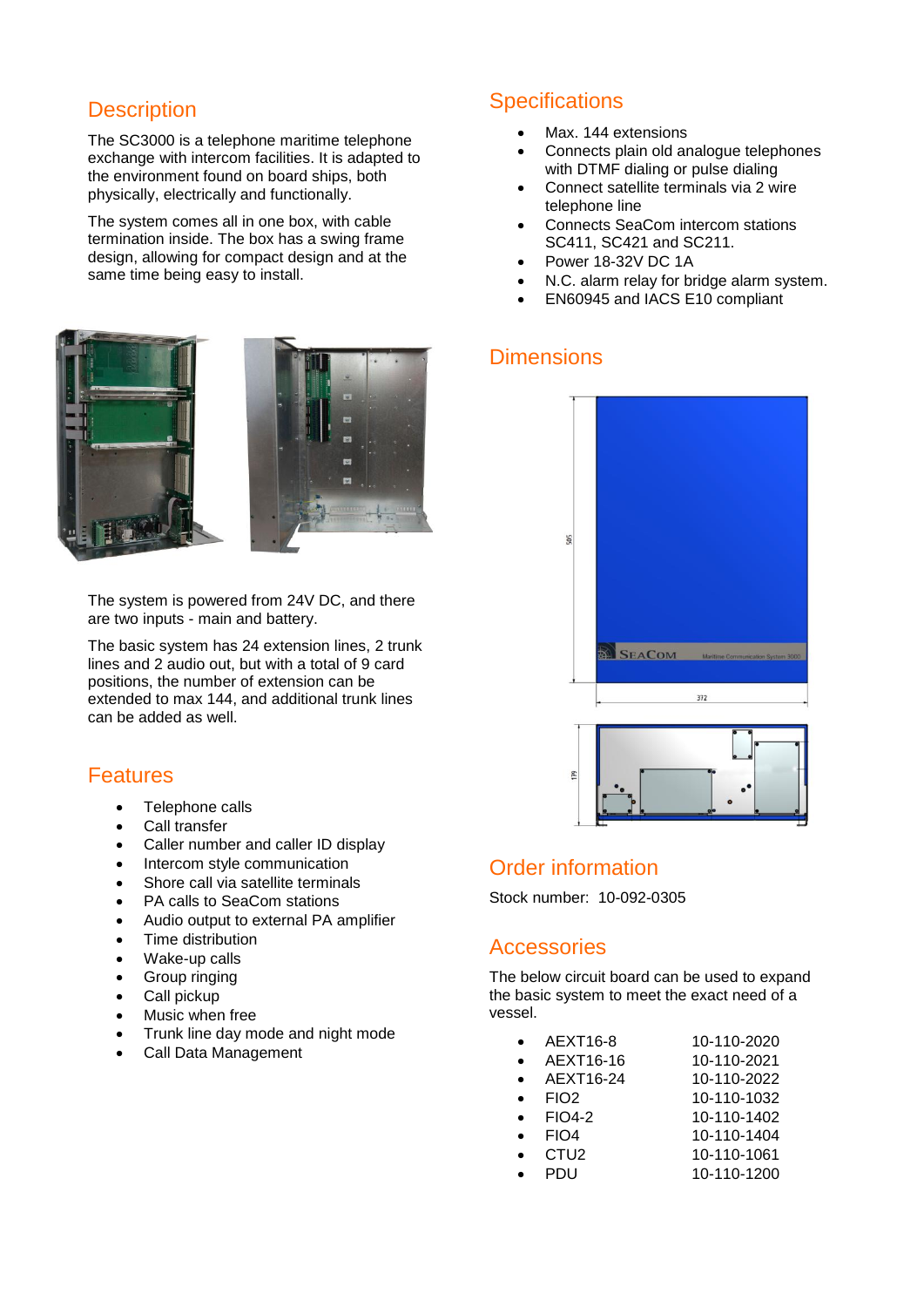## Description

The SC3000 is a telephone maritime telephone exchange with intercom facilities. It is adapted to the environment found on board ships, both physically, electrically and functionally.

The system comes all in one box, with cable termination inside. The box has a swing frame design, allowing for compact design and at the same time being easy to install.

The system is powered from 24V DC, and there are two inputs - main and battery.

The basic system has 24 extension lines, 2 trunk lines and 2 audio out, but with a total of 9 card positions, the number of extension can be extended to max 144, and additional trunk lines can be added as well.

## Features

- Telephone calls
- Call transfer
- Caller number and caller ID display
- Intercom style communication
- Shore call via satellite terminals
- PA calls to SeaCom stations
- Audio output to external PA amplifier
- Time distribution
- Wake-up calls
- Group ringing
- Call pickup
- Music when free
- Trunk line day mode and night mode
- Call Data Management

## Specifications

- Max. 144 extensions
- Connects plain old analogue telephones with DTMF dialing or pulse dialing
- Connect satellite terminals via 2 wire telephone line
- Connects SeaCom intercom stations SC411, SC421 and SC211.
- Power 18-32V DC 1A
- N.C. alarm relay for bridge alarm system.
- EN60945 and IACS E10 compliant

## Dimensions

505

SEACOM Maritime Communication System 3000

372

139

## Order information

Stock number: 10-092-0305

## Accessories

The below circuit board can be used to expand the basic system to meet the exact need of a vessel.

- AEXT16-8 10-110-2020
- AEXT16-16 10-110-2021
- AEXT16-24 10-110-2022
- FIO2 10-110-1032
- FIO4-2 10-110-1402
- FIO4 10-110-1404
- CTU2 10-110-1061
- PDU 10-110-1200